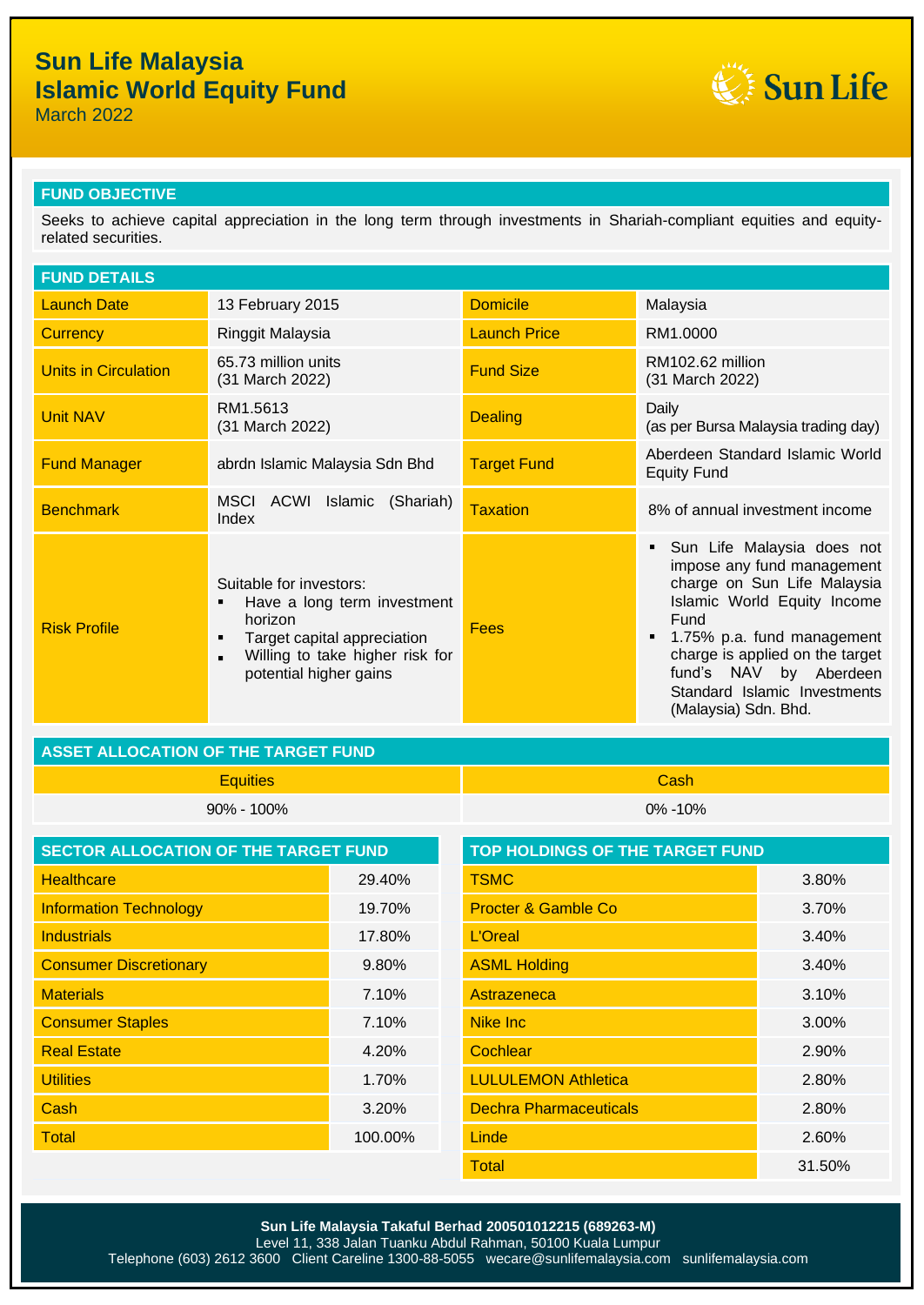# Sun Life Malaysia
# Islamic World Equity Fund

March 2022

## FUND OBJECTIVE

Seeks to achieve capital appreciation in the long term through investments in Shariah-compliant equities and equity-related securities.

## FUND DETAILS

| | | | |
|---|---|---|---|
| Launch Date | 13 February 2015 | Domicile | Malaysia |
| Currency | Ringgit Malaysia | Launch Price | RM1.0000 |
| Units in Circulation | 65.73 million units (31 March 2022) | Fund Size | RM102.62 million (31 March 2022) |
| Unit NAV | RM1.5613 (31 March 2022) | Dealing | Daily (as per Bursa Malaysia trading day) |
| Fund Manager | abrdn Islamic Malaysia Sdn Bhd | Target Fund | Aberdeen Standard Islamic World Equity Fund |
| Benchmark | MSCI ACWI Islamic (Shariah) Index | Taxation | 8% of annual investment income |
| Risk Profile | Suitable for investors:<br>▪ Have a long term investment horizon<br>▪ Target capital appreciation<br>▪ Willing to take higher risk for potential higher gains | Fees | ▪ Sun Life Malaysia does not impose any fund management charge on Sun Life Malaysia Islamic World Equity Income Fund<br>▪ 1.75% p.a. fund management charge is applied on the target fund's NAV by Aberdeen Standard Islamic Investments (Malaysia) Sdn. Bhd. |

## ASSET ALLOCATION OF THE TARGET FUND

| Equities | Cash |
|---|---|
| 90% - 100% | 0% -10% |

## SECTOR ALLOCATION OF THE TARGET FUND

| Sector | % |
|---|---|
| Healthcare | 29.40% |
| Information Technology | 19.70% |
| Industrials | 17.80% |
| Consumer Discretionary | 9.80% |
| Materials | 7.10% |
| Consumer Staples | 7.10% |
| Real Estate | 4.20% |
| Utilities | 1.70% |
| Cash | 3.20% |
| Total | 100.00% |

## TOP HOLDINGS OF THE TARGET FUND

| Holding | % |
|---|---|
| TSMC | 3.80% |
| Procter & Gamble Co | 3.70% |
| L'Oreal | 3.40% |
| ASML Holding | 3.40% |
| Astrazeneca | 3.10% |
| Nike Inc | 3.00% |
| Cochlear | 2.90% |
| LULULEMON Athletica | 2.80% |
| Dechra Pharmaceuticals | 2.80% |
| Linde | 2.60% |
| Total | 31.50% |

**Sun Life Malaysia Takaful Berhad 200501012215 (689263-M)**
Level 11, 338 Jalan Tuanku Abdul Rahman, 50100 Kuala Lumpur
Telephone (603) 2612 3600 Client Careline 1300-88-5055 wecare@sunlifemalaysia.com sunlifemalaysia.com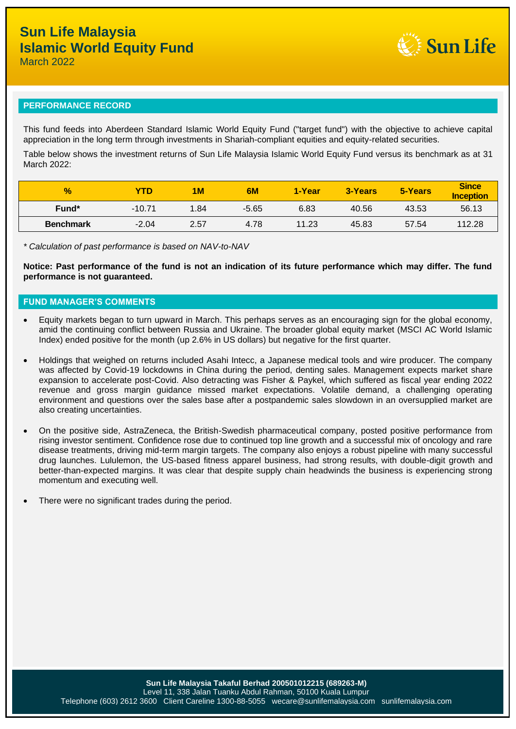# Sun Life Malaysia
# Islamic World Equity Fund
March 2022

## PERFORMANCE RECORD

This fund feeds into Aberdeen Standard Islamic World Equity Fund ("target fund") with the objective to achieve capital appreciation in the long term through investments in Shariah-compliant equities and equity-related securities.

Table below shows the investment returns of Sun Life Malaysia Islamic World Equity Fund versus its benchmark as at 31 March 2022:

| % | YTD | 1M | 6M | 1-Year | 3-Years | 5-Years | Since Inception |
|---|---|---|---|---|---|---|---|
| **Fund*** | -10.71 | 1.84 | -5.65 | 6.83 | 40.56 | 43.53 | 56.13 |
| **Benchmark** | -2.04 | 2.57 | 4.78 | 11.23 | 45.83 | 57.54 | 112.28 |

*\* Calculation of past performance is based on NAV-to-NAV*

**Notice: Past performance of the fund is not an indication of its future performance which may differ. The fund performance is not guaranteed.**

## FUND MANAGER'S COMMENTS

- Equity markets began to turn upward in March. This perhaps serves as an encouraging sign for the global economy, amid the continuing conflict between Russia and Ukraine. The broader global equity market (MSCI AC World Islamic Index) ended positive for the month (up 2.6% in US dollars) but negative for the first quarter.
- Holdings that weighed on returns included Asahi Intecc, a Japanese medical tools and wire producer. The company was affected by Covid-19 lockdowns in China during the period, denting sales. Management expects market share expansion to accelerate post-Covid. Also detracting was Fisher & Paykel, which suffered as fiscal year ending 2022 revenue and gross margin guidance missed market expectations. Volatile demand, a challenging operating environment and questions over the sales base after a postpandemic sales slowdown in an oversupplied market are also creating uncertainties.
- On the positive side, AstraZeneca, the British-Swedish pharmaceutical company, posted positive performance from rising investor sentiment. Confidence rose due to continued top line growth and a successful mix of oncology and rare disease treatments, driving mid-term margin targets. The company also enjoys a robust pipeline with many successful drug launches. Lululemon, the US-based fitness apparel business, had strong results, with double-digit growth and better-than-expected margins. It was clear that despite supply chain headwinds the business is experiencing strong momentum and executing well.
- There were no significant trades during the period.

**Sun Life Malaysia Takaful Berhad 200501012215 (689263-M)**
Level 11, 338 Jalan Tuanku Abdul Rahman, 50100 Kuala Lumpur
Telephone (603) 2612 3600 Client Careline 1300-88-5055 wecare@sunlifemalaysia.com sunlifemalaysia.com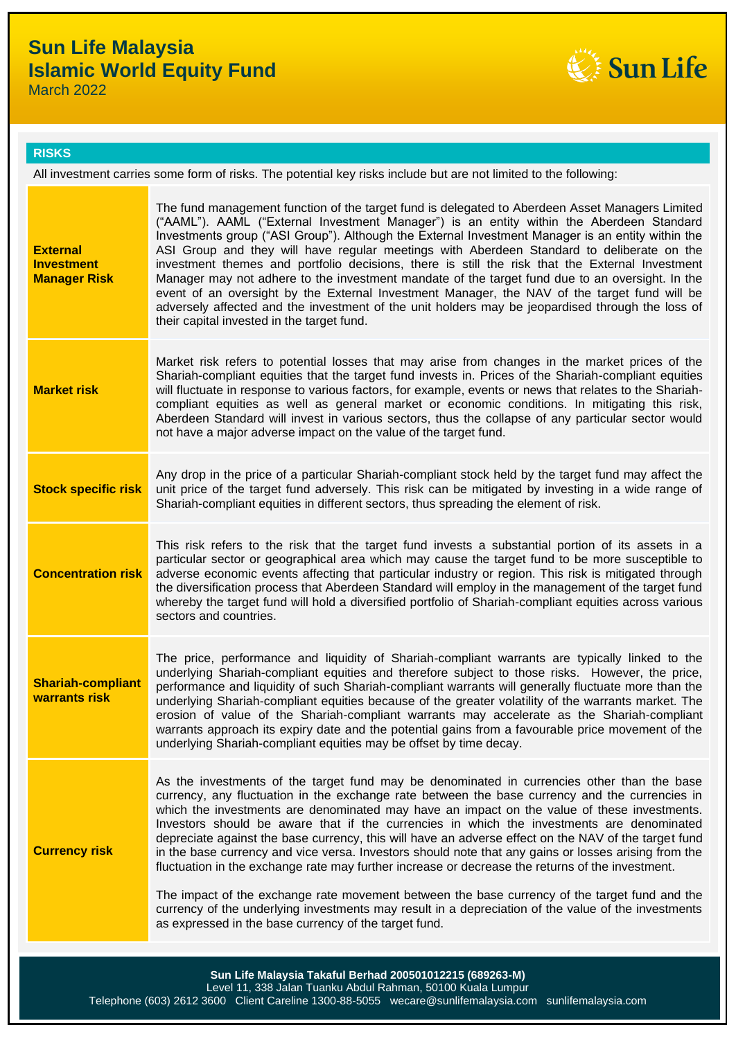# Sun Life Malaysia
# Islamic World Equity Fund
March 2022

## RISKS

All investment carries some form of risks. The potential key risks include but are not limited to the following:

| | |
|---|---|
| **External Investment Manager Risk** | The fund management function of the target fund is delegated to Aberdeen Asset Managers Limited ("AAML"). AAML ("External Investment Manager") is an entity within the Aberdeen Standard Investments group ("ASI Group"). Although the External Investment Manager is an entity within the ASI Group and they will have regular meetings with Aberdeen Standard to deliberate on the investment themes and portfolio decisions, there is still the risk that the External Investment Manager may not adhere to the investment mandate of the target fund due to an oversight. In the event of an oversight by the External Investment Manager, the NAV of the target fund will be adversely affected and the investment of the unit holders may be jeopardised through the loss of their capital invested in the target fund. |
| **Market risk** | Market risk refers to potential losses that may arise from changes in the market prices of the Shariah-compliant equities that the target fund invests in. Prices of the Shariah-compliant equities will fluctuate in response to various factors, for example, events or news that relates to the Shariah-compliant equities as well as general market or economic conditions. In mitigating this risk, Aberdeen Standard will invest in various sectors, thus the collapse of any particular sector would not have a major adverse impact on the value of the target fund. |
| **Stock specific risk** | Any drop in the price of a particular Shariah-compliant stock held by the target fund may affect the unit price of the target fund adversely. This risk can be mitigated by investing in a wide range of Shariah-compliant equities in different sectors, thus spreading the element of risk. |
| **Concentration risk** | This risk refers to the risk that the target fund invests a substantial portion of its assets in a particular sector or geographical area which may cause the target fund to be more susceptible to adverse economic events affecting that particular industry or region. This risk is mitigated through the diversification process that Aberdeen Standard will employ in the management of the target fund whereby the target fund will hold a diversified portfolio of Shariah-compliant equities across various sectors and countries. |
| **Shariah-compliant warrants risk** | The price, performance and liquidity of Shariah-compliant warrants are typically linked to the underlying Shariah-compliant equities and therefore subject to those risks. However, the price, performance and liquidity of such Shariah-compliant warrants will generally fluctuate more than the underlying Shariah-compliant equities because of the greater volatility of the warrants market. The erosion of value of the Shariah-compliant warrants may accelerate as the Shariah-compliant warrants approach its expiry date and the potential gains from a favourable price movement of the underlying Shariah-compliant equities may be offset by time decay. |
| **Currency risk** | As the investments of the target fund may be denominated in currencies other than the base currency, any fluctuation in the exchange rate between the base currency and the currencies in which the investments are denominated may have an impact on the value of these investments. Investors should be aware that if the currencies in which the investments are denominated depreciate against the base currency, this will have an adverse effect on the NAV of the target fund in the base currency and vice versa. Investors should note that any gains or losses arising from the fluctuation in the exchange rate may further increase or decrease the returns of the investment.<br><br>The impact of the exchange rate movement between the base currency of the target fund and the currency of the underlying investments may result in a depreciation of the value of the investments as expressed in the base currency of the target fund. |

**Sun Life Malaysia Takaful Berhad 200501012215 (689263-M)**
Level 11, 338 Jalan Tuanku Abdul Rahman, 50100 Kuala Lumpur
Telephone (603) 2612 3600 Client Careline 1300-88-5055 wecare@sunlifemalaysia.com sunlifemalaysia.com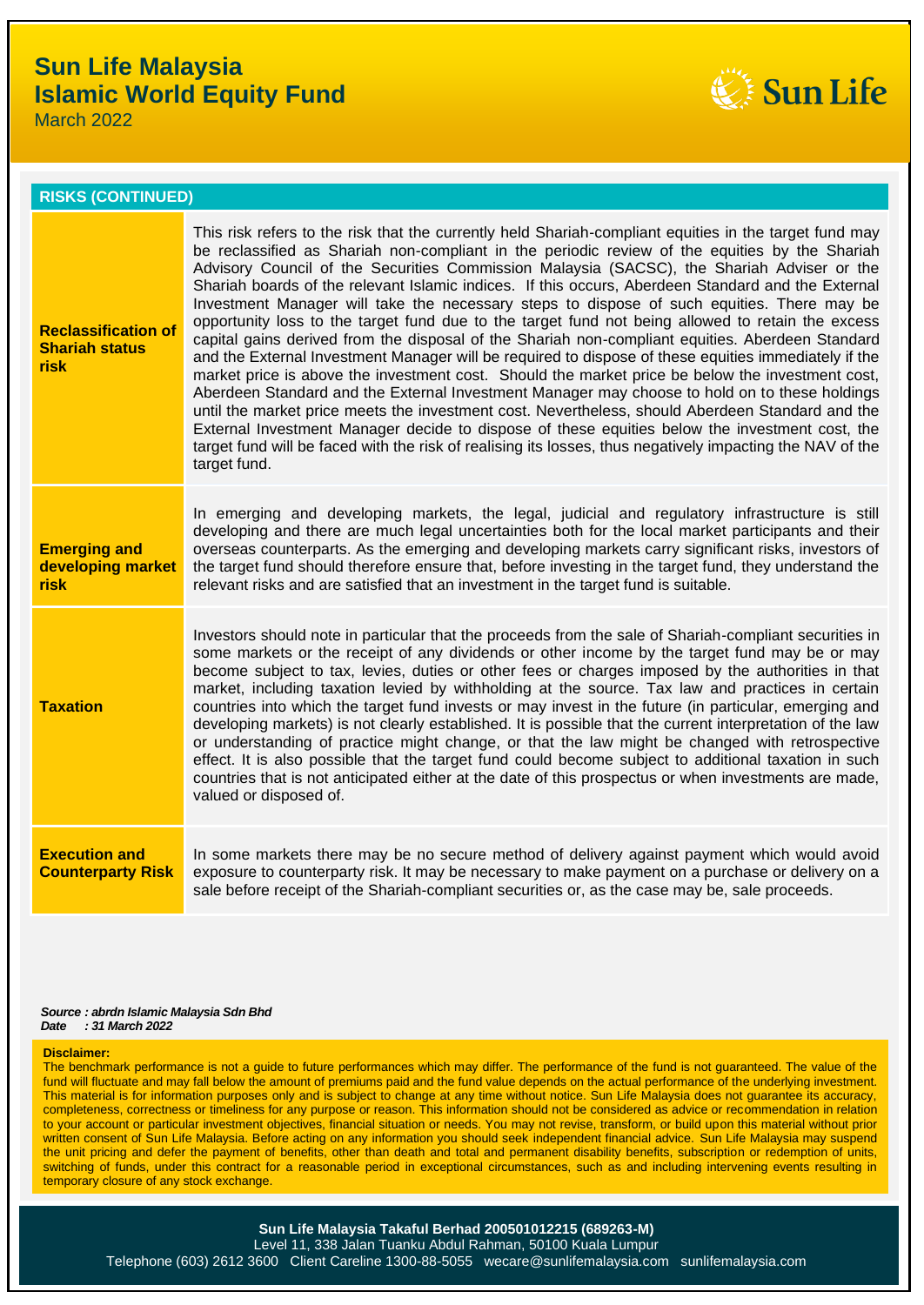# Sun Life Malaysia Islamic World Equity Fund

March 2022

## RISKS (CONTINUED)

| | |
|---|---|
| **Reclassification of Shariah status risk** | This risk refers to the risk that the currently held Shariah-compliant equities in the target fund may be reclassified as Shariah non-compliant in the periodic review of the equities by the Shariah Advisory Council of the Securities Commission Malaysia (SACSC), the Shariah Adviser or the Shariah boards of the relevant Islamic indices. If this occurs, Aberdeen Standard and the External Investment Manager will take the necessary steps to dispose of such equities. There may be opportunity loss to the target fund due to the target fund not being allowed to retain the excess capital gains derived from the disposal of the Shariah non-compliant equities. Aberdeen Standard and the External Investment Manager will be required to dispose of these equities immediately if the market price is above the investment cost. Should the market price be below the investment cost, Aberdeen Standard and the External Investment Manager may choose to hold on to these holdings until the market price meets the investment cost. Nevertheless, should Aberdeen Standard and the External Investment Manager decide to dispose of these equities below the investment cost, the target fund will be faced with the risk of realising its losses, thus negatively impacting the NAV of the target fund. |
| **Emerging and developing market risk** | In emerging and developing markets, the legal, judicial and regulatory infrastructure is still developing and there are much legal uncertainties both for the local market participants and their overseas counterparts. As the emerging and developing markets carry significant risks, investors of the target fund should therefore ensure that, before investing in the target fund, they understand the relevant risks and are satisfied that an investment in the target fund is suitable. |
| **Taxation** | Investors should note in particular that the proceeds from the sale of Shariah-compliant securities in some markets or the receipt of any dividends or other income by the target fund may be or may become subject to tax, levies, duties or other fees or charges imposed by the authorities in that market, including taxation levied by withholding at the source. Tax law and practices in certain countries into which the target fund invests or may invest in the future (in particular, emerging and developing markets) is not clearly established. It is possible that the current interpretation of the law or understanding of practice might change, or that the law might be changed with retrospective effect. It is also possible that the target fund could become subject to additional taxation in such countries that is not anticipated either at the date of this prospectus or when investments are made, valued or disposed of. |
| **Execution and Counterparty Risk** | In some markets there may be no secure method of delivery against payment which would avoid exposure to counterparty risk. It may be necessary to make payment on a purchase or delivery on a sale before receipt of the Shariah-compliant securities or, as the case may be, sale proceeds. |

*Source : abrdn Islamic Malaysia Sdn Bhd*
*Date : 31 March 2022*

**Disclaimer:**
The benchmark performance is not a guide to future performances which may differ. The performance of the fund is not guaranteed. The value of the fund will fluctuate and may fall below the amount of premiums paid and the fund value depends on the actual performance of the underlying investment. This material is for information purposes only and is subject to change at any time without notice. Sun Life Malaysia does not guarantee its accuracy, completeness, correctness or timeliness for any purpose or reason. This information should not be considered as advice or recommendation in relation to your account or particular investment objectives, financial situation or needs. You may not revise, transform, or build upon this material without prior written consent of Sun Life Malaysia. Before acting on any information you should seek independent financial advice. Sun Life Malaysia may suspend the unit pricing and defer the payment of benefits, other than death and total and permanent disability benefits, subscription or redemption of units, switching of funds, under this contract for a reasonable period in exceptional circumstances, such as and including intervening events resulting in temporary closure of any stock exchange.

**Sun Life Malaysia Takaful Berhad 200501012215 (689263-M)**
Level 11, 338 Jalan Tuanku Abdul Rahman, 50100 Kuala Lumpur
Telephone (603) 2612 3600 Client Careline 1300-88-5055 wecare@sunlifemalaysia.com sunlifemalaysia.com